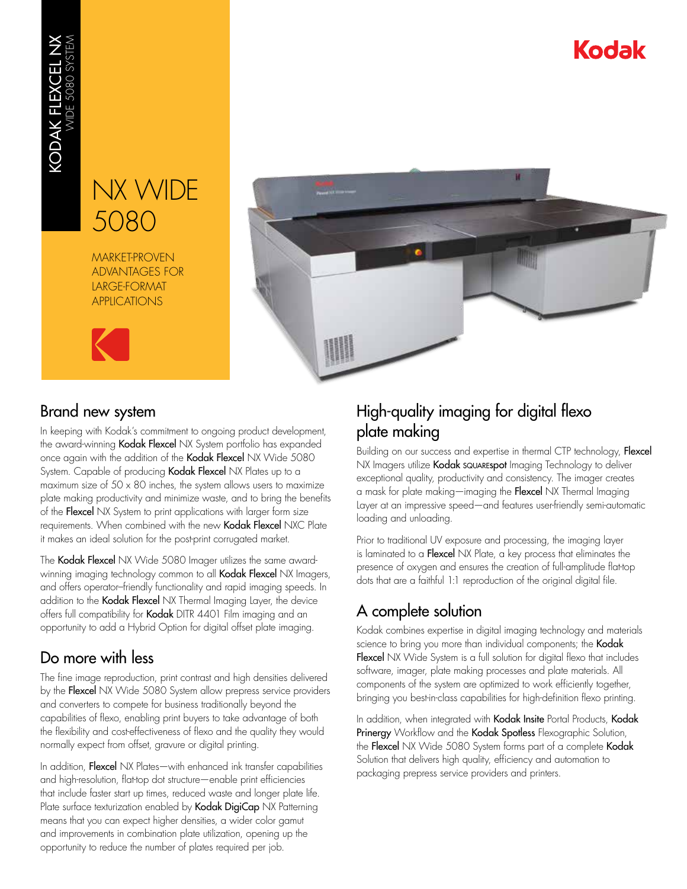KODAK FLEXCEL NX
WIDE 5080 SYSTEM

Kodak

# NX WIDE 5080

MARKET-PROVEN ADVANTAGES FOR LARGE-FORMAT APPLICATIONS

## Brand new system

In keeping with Kodak's commitment to ongoing product development, the award-winning **Kodak Flexcel** NX System portfolio has expanded once again with the addition of the **Kodak Flexcel** NX Wide 5080 System. Capable of producing **Kodak Flexcel** NX Plates up to a maximum size of 50 x 80 inches, the system allows users to maximize plate making productivity and minimize waste, and to bring the benefits of the **Flexcel** NX System to print applications with larger form size requirements. When combined with the new **Kodak Flexcel** NXC Plate it makes an ideal solution for the post-print corrugated market.

The **Kodak Flexcel** NX Wide 5080 Imager utilizes the same award-winning imaging technology common to all **Kodak Flexcel** NX Imagers, and offers operator–friendly functionality and rapid imaging speeds. In addition to the **Kodak Flexcel** NX Thermal Imaging Layer, the device offers full compatibility for **Kodak** DITR 4401 Film imaging and an opportunity to add a Hybrid Option for digital offset plate imaging.

## Do more with less

The fine image reproduction, print contrast and high densities delivered by the **Flexcel** NX Wide 5080 System allow prepress service providers and converters to compete for business traditionally beyond the capabilities of flexo, enabling print buyers to take advantage of both the flexibility and cost-effectiveness of flexo and the quality they would normally expect from offset, gravure or digital printing.

In addition, **Flexcel** NX Plates—with enhanced ink transfer capabilities and high-resolution, flat-top dot structure—enable print efficiencies that include faster start up times, reduced waste and longer plate life. Plate surface texturization enabled by **Kodak DigiCap** NX Patterning means that you can expect higher densities, a wider color gamut and improvements in combination plate utilization, opening up the opportunity to reduce the number of plates required per job.

## High-quality imaging for digital flexo plate making

Building on our success and expertise in thermal CTP technology, **Flexcel** NX Imagers utilize **Kodak SQUAREspot** Imaging Technology to deliver exceptional quality, productivity and consistency. The imager creates a mask for plate making—imaging the **Flexcel** NX Thermal Imaging Layer at an impressive speed—and features user-friendly semi-automatic loading and unloading.

Prior to traditional UV exposure and processing, the imaging layer is laminated to a **Flexcel** NX Plate, a key process that eliminates the presence of oxygen and ensures the creation of full-amplitude flat-top dots that are a faithful 1:1 reproduction of the original digital file.

## A complete solution

Kodak combines expertise in digital imaging technology and materials science to bring you more than individual components; the **Kodak Flexcel** NX Wide System is a full solution for digital flexo that includes software, imager, plate making processes and plate materials. All components of the system are optimized to work efficiently together, bringing you best-in-class capabilities for high-definition flexo printing.

In addition, when integrated with **Kodak Insite** Portal Products, **Kodak Prinergy** Workflow and the **Kodak Spotless** Flexographic Solution, the **Flexcel** NX Wide 5080 System forms part of a complete **Kodak** Solution that delivers high quality, efficiency and automation to packaging prepress service providers and printers.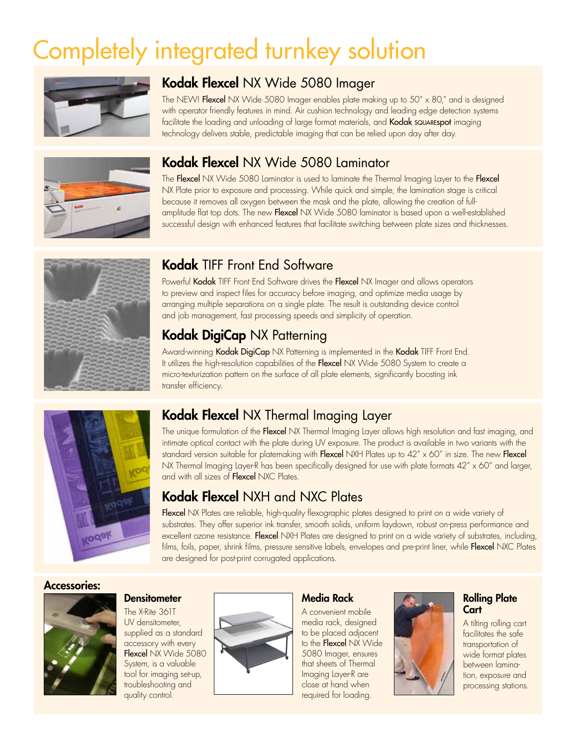# Completely integrated turnkey solution

## Kodak Flexcel NX Wide 5080 Imager

The NEW! **Flexcel** NX Wide 5080 Imager enables plate making up to 50″ x 80,″ and is designed with operator friendly features in mind. Air cushion technology and leading edge detection systems facilitate the loading and unloading of large format materials, and **Kodak** SQUARE**spot** imaging technology delivers stable, predictable imaging that can be relied upon day after day.

## Kodak Flexcel NX Wide 5080 Laminator

The **Flexcel** NX Wide 5080 Laminator is used to laminate the Thermal Imaging Layer to the **Flexcel** NX Plate prior to exposure and processing. While quick and simple, the lamination stage is critical because it removes all oxygen between the mask and the plate, allowing the creation of full-amplitude flat top dots. The new **Flexcel** NX Wide 5080 laminator is based upon a well-established successful design with enhanced features that facilitate switching between plate sizes and thicknesses.

## Kodak TIFF Front End Software

Powerful **Kodak** TIFF Front End Software drives the **Flexcel** NX Imager and allows operators to preview and inspect files for accuracy before imaging, and optimize media usage by arranging multiple separations on a single plate. The result is outstanding device control and job management, fast processing speeds and simplicity of operation.

## Kodak DigiCap NX Patterning

Award-winning **Kodak DigiCap** NX Patterning is implemented in the **Kodak** TIFF Front End. It utilizes the high-resolution capabilities of the **Flexcel** NX Wide 5080 System to create a micro-texturization pattern on the surface of all plate elements, significantly boosting ink transfer efficiency.

## Kodak Flexcel NX Thermal Imaging Layer

The unique formulation of the **Flexcel** NX Thermal Imaging Layer allows high resolution and fast imaging, and intimate optical contact with the plate during UV exposure. The product is available in two variants with the standard version suitable for platemaking with **Flexcel** NXH Plates up to 42″ x 60″ in size. The new **Flexcel** NX Thermal Imaging Layer-R has been specifically designed for use with plate formats 42″ x 60″ and larger, and with all sizes of **Flexcel** NXC Plates.

## Kodak Flexcel NXH and NXC Plates

**Flexcel** NX Plates are reliable, high-quality flexographic plates designed to print on a wide variety of substrates. They offer superior ink transfer, smooth solids, uniform laydown, robust on-press performance and excellent ozone resistance. **Flexcel** NXH Plates are designed to print on a wide variety of substrates, including, films, foils, paper, shrink films, pressure sensitive labels, envelopes and pre-print liner, while **Flexcel** NXC Plates are designed for post-print corrugated applications.

### Accessories:

#### Densitometer

The X-Rite 361T UV densitometer, supplied as a standard accessory with every **Flexcel** NX Wide 5080 System, is a valuable tool for imaging set-up, troubleshooting and quality control.

#### Media Rack

A convenient mobile media rack, designed to be placed adjacent to the **Flexcel** NX Wide 5080 Imager, ensures that sheets of Thermal Imaging Layer-R are close at hand when required for loading.

#### Rolling Plate Cart

A tilting rolling cart facilitates the safe transportation of wide format plates between lamination, exposure and processing stations.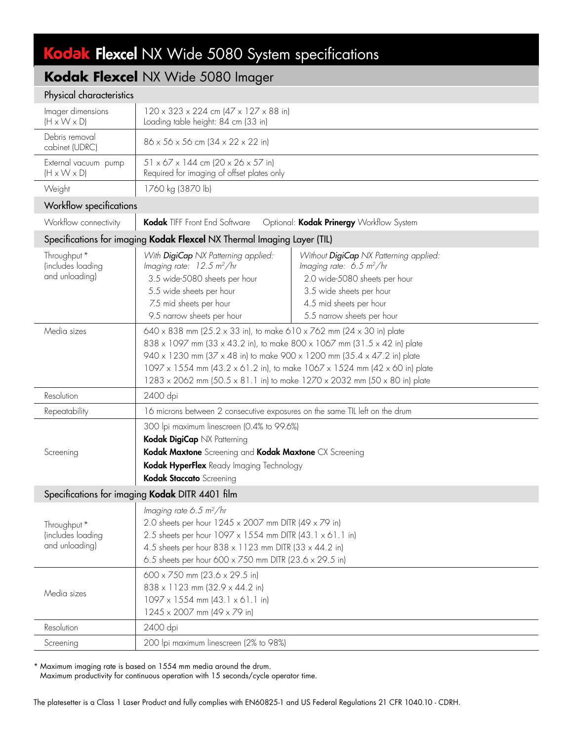# **Kodak Flexcel** NX Wide 5080 System specifications

## **Kodak Flexcel** NX Wide 5080 Imager

### Physical characteristics

| | |
|---|---|
| Imager dimensions (H x W x D) | 120 x 323 x 224 cm (47 x 127 x 88 in)<br>Loading table height: 84 cm (33 in) |
| Debris removal cabinet (UDRC) | 86 x 56 x 56 cm (34 x 22 x 22 in) |
| External vacuum pump (H x W x D) | 51 x 67 x 144 cm (20 x 26 x 57 in)<br>Required for imaging of offset plates only |
| Weight | 1760 kg (3870 lb) |

### Workflow specifications

| | |
|---|---|
| Workflow connectivity | **Kodak** TIFF Front End Software Optional: **Kodak Prinergy** Workflow System |

### Specifications for imaging **Kodak Flexcel** NX Thermal Imaging Layer (TIL)

| | | |
|---|---|---|
| Throughput * (includes loading and unloading) | *With **DigiCap** NX Patterning applied:*<br>*Imaging rate: 12.5 $m^2$/hr*<br>3.5 wide-5080 sheets per hour<br>5.5 wide sheets per hour<br>7.5 mid sheets per hour<br>9.5 narrow sheets per hour | *Without **DigiCap** NX Patterning applied:*<br>*Imaging rate: 6.5 $m^2$/hr*<br>2.0 wide-5080 sheets per hour<br>3.5 wide sheets per hour<br>4.5 mid sheets per hour<br>5.5 narrow sheets per hour |
| Media sizes | 640 x 838 mm (25.2 x 33 in), to make 610 x 762 mm (24 x 30 in) plate<br>838 x 1097 mm (33 x 43.2 in), to make 800 x 1067 mm (31.5 x 42 in) plate<br>940 x 1230 mm (37 x 48 in) to make 900 x 1200 mm (35.4 x 47.2 in) plate<br>1097 x 1554 mm (43.2 x 61.2 in), to make 1067 x 1524 mm (42 x 60 in) plate<br>1283 x 2062 mm (50.5 x 81.1 in) to make 1270 x 2032 mm (50 x 80 in) plate | |
| Resolution | 2400 dpi | |
| Repeatability | 16 microns between 2 consecutive exposures on the same TIL left on the drum | |
| Screening | 300 lpi maximum linescreen (0.4% to 99.6%)<br>**Kodak DigiCap** NX Patterning<br>**Kodak Maxtone** Screening and **Kodak Maxtone** CX Screening<br>**Kodak HyperFlex** Ready Imaging Technology<br>**Kodak Staccato** Screening | |

### Specifications for imaging **Kodak** DITR 4401 film

| | |
|---|---|
| Throughput * (includes loading and unloading) | *Imaging rate 6.5 $m^2$/hr*<br>2.0 sheets per hour 1245 x 2007 mm DITR (49 x 79 in)<br>2.5 sheets per hour 1097 x 1554 mm DITR (43.1 x 61.1 in)<br>4.5 sheets per hour 838 x 1123 mm DITR (33 x 44.2 in)<br>6.5 sheets per hour 600 x 750 mm DITR (23.6 x 29.5 in) |
| Media sizes | 600 x 750 mm (23.6 x 29.5 in)<br>838 x 1123 mm (32.9 x 44.2 in)<br>1097 x 1554 mm (43.1 x 61.1 in)<br>1245 x 2007 mm (49 x 79 in) |
| Resolution | 2400 dpi |
| Screening | 200 lpi maximum linescreen (2% to 98%) |

\* Maximum imaging rate is based on 1554 mm media around the drum.
Maximum productivity for continuous operation with 15 seconds/cycle operator time.

The platesetter is a Class 1 Laser Product and fully complies with EN60825-1 and US Federal Regulations 21 CFR 1040.10 - CDRH.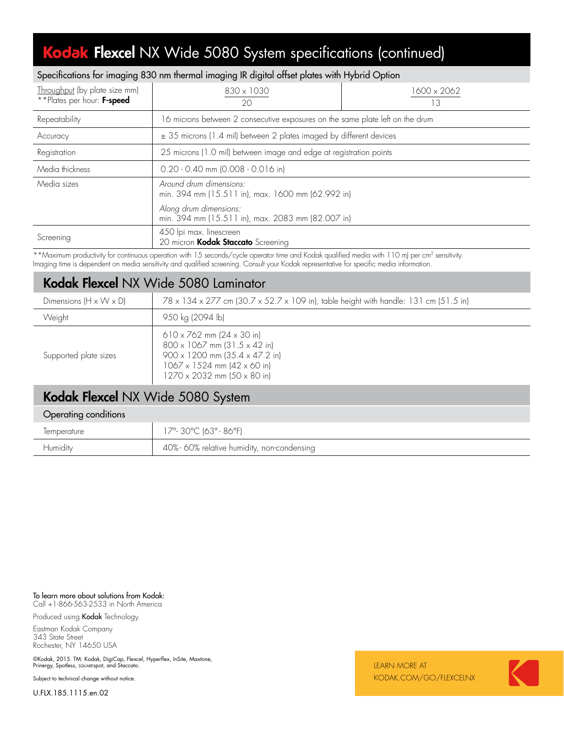# **Kodak Flexcel** NX Wide 5080 System specifications (continued)

| Specifications for imaging 830 nm thermal imaging IR digital offset plates with Hybrid Option | | |
|---|---|---|
| Throughput (by plate size mm) **Plates per hour: **F-speed** | 830 x 1030 / 20 | 1600 x 2062 / 13 |
| Repeatability | 16 microns between 2 consecutive exposures on the same plate left on the drum | |
| Accuracy | ± 35 microns (1.4 mil) between 2 plates imaged by different devices | |
| Registration | 25 microns (1.0 mil) between image and edge at registration points | |
| Media thickness | 0.20 - 0.40 mm (0.008 - 0.016 in) | |
| Media sizes | *Around drum dimensions:* min. 394 mm (15.511 in), max. 1600 mm (62.992 in) *Along drum dimensions:* min. 394 mm (15.511 in), max. 2083 mm (82.007 in) | |
| Screening | 450 lpi max. linescreen 20 micron **Kodak Staccato** Screening | |

**Maximum productivity for continuous operation with 15 seconds/cycle operator time and Kodak qualified media with 110 mJ per cm² sensitivity. Imaging time is dependent on media sensitivity and qualified screening. Consult your Kodak representative for specific media information.

## **Kodak Flexcel** NX Wide 5080 Laminator

| | |
|---|---|
| Dimensions (H x W x D) | 78 x 134 x 277 cm (30.7 x 52.7 x 109 in), table height with handle: 131 cm (51.5 in) |
| Weight | 950 kg (2094 lb) |
| Supported plate sizes | 610 x 762 mm (24 x 30 in) 800 x 1067 mm (31.5 x 42 in) 900 x 1200 mm (35.4 x 47.2 in) 1067 x 1524 mm (42 x 60 in) 1270 x 2032 mm (50 x 80 in) |

## **Kodak Flexcel** NX Wide 5080 System

| Operating conditions | |
|---|---|
| Temperature | 17°- 30°C (63°- 86°F) |
| Humidity | 40%- 60% relative humidity, non-condensing |

To learn more about solutions from Kodak:
Call +1-866-563-2533 in North America

Produced using **Kodak** Technology.

Eastman Kodak Company
343 State Street
Rochester, NY 14650 USA

©Kodak, 2015. TM: Kodak, DigiCap, Flexcel, Hyperflex, InSite, Maxtone, Prinergy, Spotless, SQUAREspot, and Staccato.

Subject to technical change without notice.

U.FLX.185.1115.en.02

LEARN MORE AT
KODAK.COM/GO/FLEXCELNX